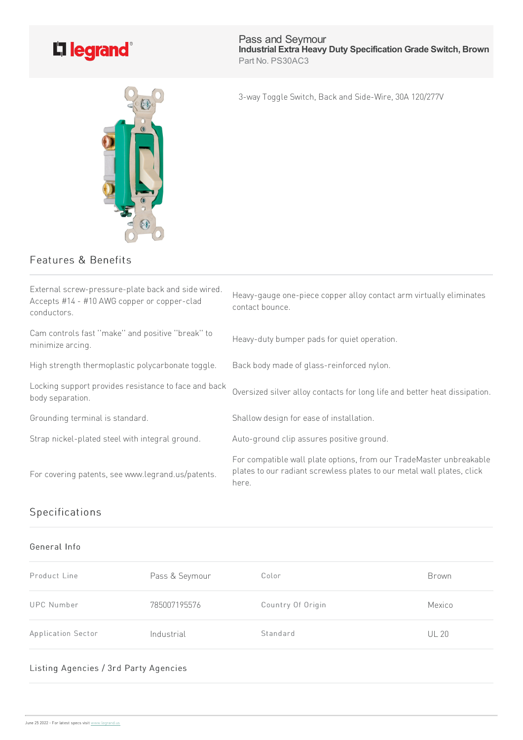Pass and Seymour
**Industrial Extra Heavy Duty Specification Grade Switch, Brown**
Part No. PS30AC3

3-way Toggle Switch, Back and Side-Wire, 30A 120/277V

## Features & Benefits

| | |
|---|---|
| External screw-pressure-plate back and side wired. Accepts #14 - #10 AWG copper or copper-clad conductors. | Heavy-gauge one-piece copper alloy contact arm virtually eliminates contact bounce. |
| Cam controls fast "make" and positive "break" to minimize arcing. | Heavy-duty bumper pads for quiet operation. |
| High strength thermoplastic polycarbonate toggle. | Back body made of glass-reinforced nylon. |
| Locking support provides resistance to face and back body separation. | Oversized silver alloy contacts for long life and better heat dissipation. |
| Grounding terminal is standard. | Shallow design for ease of installation. |
| Strap nickel-plated steel with integral ground. | Auto-ground clip assures positive ground. |
| For covering patents, see www.legrand.us/patents. | For compatible wall plate options, from our TradeMaster unbreakable plates to our radiant screwless plates to our metal wall plates, click here. |

## Specifications

### General Info

| | | | |
|---|---|---|---|
| Product Line | Pass & Seymour | Color | Brown |
| UPC Number | 785007195576 | Country Of Origin | Mexico |
| Application Sector | Industrial | Standard | UL 20 |

### Listing Agencies / 3rd Party Agencies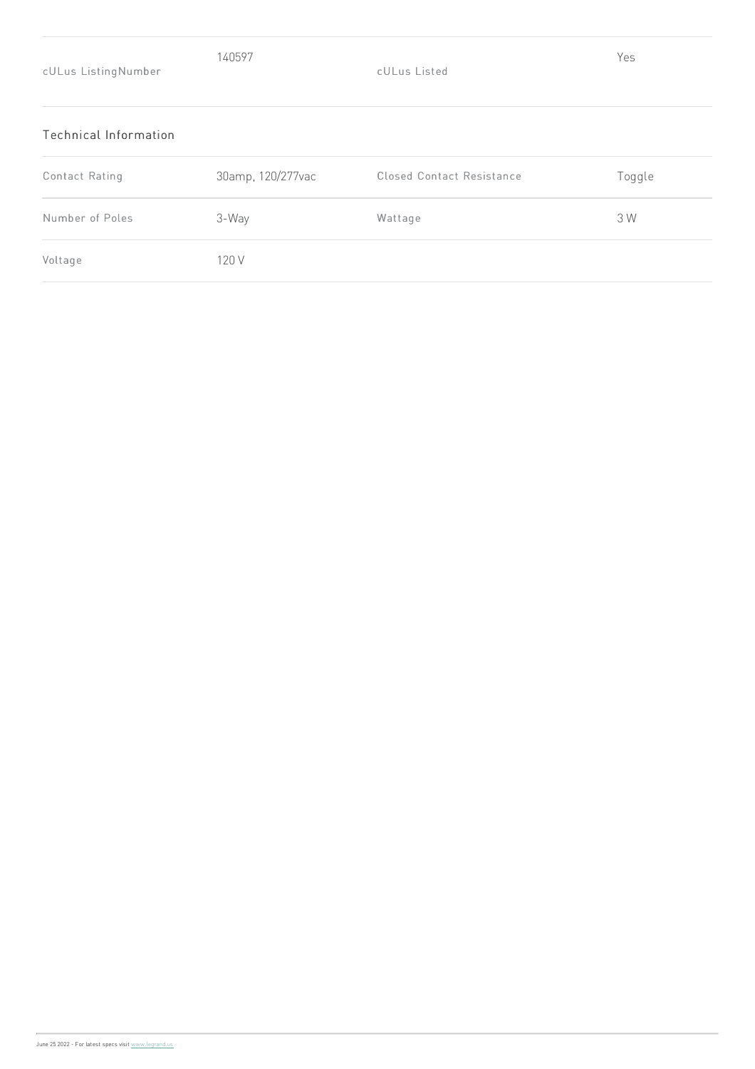| | | | |
|---|---|---|---|
| cULus ListingNumber | 140597 | cULus Listed | Yes |

## Technical Information

| | | | |
|---|---|---|---|
| Contact Rating | 30amp, 120/277vac | Closed Contact Resistance | Toggle |
| Number of Poles | 3-Way | Wattage | 3 W |
| Voltage | 120 V | | |

June 25 2022 - For latest specs visit www.legrand.us